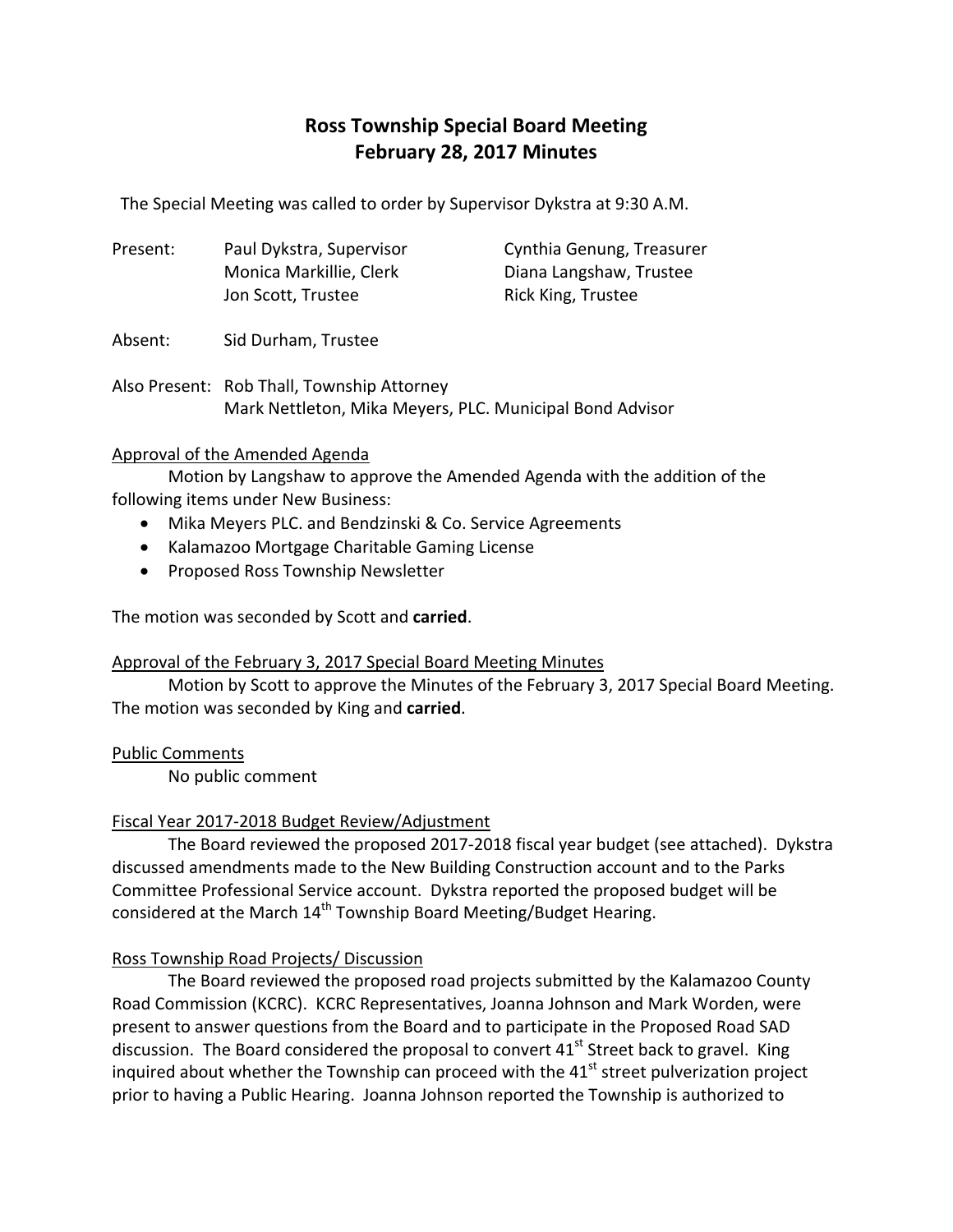# Ross Township Special Board Meeting
# February 28, 2017 Minutes

The Special Meeting was called to order by Supervisor Dykstra at 9:30 A.M.

Present: Paul Dykstra, Supervisor; Cynthia Genung, Treasurer; Monica Markillie, Clerk; Diana Langshaw, Trustee; Jon Scott, Trustee; Rick King, Trustee

Absent: Sid Durham, Trustee

Also Present: Rob Thall, Township Attorney
Mark Nettleton, Mika Meyers, PLC. Municipal Bond Advisor

## Approval of the Amended Agenda

Motion by Langshaw to approve the Amended Agenda with the addition of the following items under New Business:

- Mika Meyers PLC. and Bendzinski & Co. Service Agreements
- Kalamazoo Mortgage Charitable Gaming License
- Proposed Ross Township Newsletter

The motion was seconded by Scott and **carried**.

## Approval of the February 3, 2017 Special Board Meeting Minutes

Motion by Scott to approve the Minutes of the February 3, 2017 Special Board Meeting. The motion was seconded by King and **carried**.

## Public Comments

No public comment

## Fiscal Year 2017-2018 Budget Review/Adjustment

The Board reviewed the proposed 2017-2018 fiscal year budget (see attached). Dykstra discussed amendments made to the New Building Construction account and to the Parks Committee Professional Service account. Dykstra reported the proposed budget will be considered at the March 14th Township Board Meeting/Budget Hearing.

## Ross Township Road Projects/ Discussion

The Board reviewed the proposed road projects submitted by the Kalamazoo County Road Commission (KCRC). KCRC Representatives, Joanna Johnson and Mark Worden, were present to answer questions from the Board and to participate in the Proposed Road SAD discussion. The Board considered the proposal to convert 41st Street back to gravel. King inquired about whether the Township can proceed with the 41st street pulverization project prior to having a Public Hearing. Joanna Johnson reported the Township is authorized to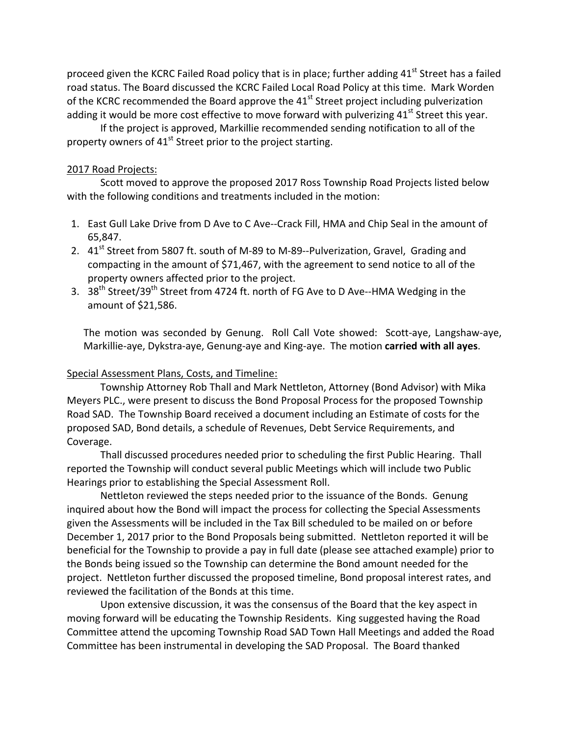proceed given the KCRC Failed Road policy that is in place; further adding 41st Street has a failed road status. The Board discussed the KCRC Failed Local Road Policy at this time. Mark Worden of the KCRC recommended the Board approve the 41st Street project including pulverization adding it would be more cost effective to move forward with pulverizing 41st Street this year.

If the project is approved, Markillie recommended sending notification to all of the property owners of 41st Street prior to the project starting.

2017 Road Projects:

Scott moved to approve the proposed 2017 Ross Township Road Projects listed below with the following conditions and treatments included in the motion:

1. East Gull Lake Drive from D Ave to C Ave--Crack Fill, HMA and Chip Seal in the amount of 65,847.
2. 41st Street from 5807 ft. south of M-89 to M-89--Pulverization, Gravel, Grading and compacting in the amount of $71,467, with the agreement to send notice to all of the property owners affected prior to the project.
3. 38th Street/39th Street from 4724 ft. north of FG Ave to D Ave--HMA Wedging in the amount of $21,586.

The motion was seconded by Genung. Roll Call Vote showed: Scott-aye, Langshaw-aye, Markillie-aye, Dykstra-aye, Genung-aye and King-aye. The motion **carried with all ayes**.

Special Assessment Plans, Costs, and Timeline:

Township Attorney Rob Thall and Mark Nettleton, Attorney (Bond Advisor) with Mika Meyers PLC., were present to discuss the Bond Proposal Process for the proposed Township Road SAD. The Township Board received a document including an Estimate of costs for the proposed SAD, Bond details, a schedule of Revenues, Debt Service Requirements, and Coverage.

Thall discussed procedures needed prior to scheduling the first Public Hearing. Thall reported the Township will conduct several public Meetings which will include two Public Hearings prior to establishing the Special Assessment Roll.

Nettleton reviewed the steps needed prior to the issuance of the Bonds. Genung inquired about how the Bond will impact the process for collecting the Special Assessments given the Assessments will be included in the Tax Bill scheduled to be mailed on or before December 1, 2017 prior to the Bond Proposals being submitted. Nettleton reported it will be beneficial for the Township to provide a pay in full date (please see attached example) prior to the Bonds being issued so the Township can determine the Bond amount needed for the project. Nettleton further discussed the proposed timeline, Bond proposal interest rates, and reviewed the facilitation of the Bonds at this time.

Upon extensive discussion, it was the consensus of the Board that the key aspect in moving forward will be educating the Township Residents. King suggested having the Road Committee attend the upcoming Township Road SAD Town Hall Meetings and added the Road Committee has been instrumental in developing the SAD Proposal. The Board thanked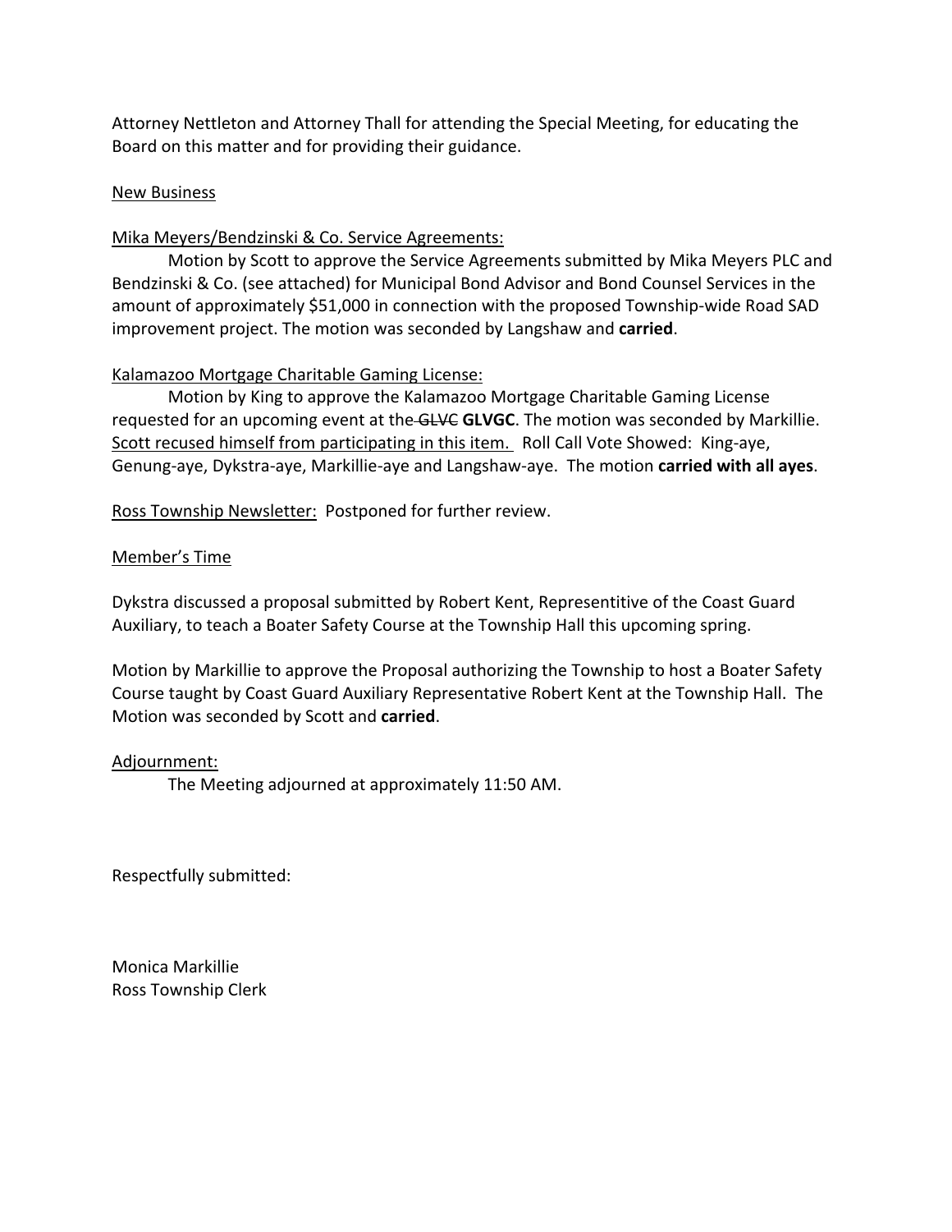Attorney Nettleton and Attorney Thall for attending the Special Meeting, for educating the Board on this matter and for providing their guidance.

<u>New Business</u>

<u>Mika Meyers/Bendzinski & Co. Service Agreements:</u>

Motion by Scott to approve the Service Agreements submitted by Mika Meyers PLC and Bendzinski & Co. (see attached) for Municipal Bond Advisor and Bond Counsel Services in the amount of approximately $51,000 in connection with the proposed Township-wide Road SAD improvement project. The motion was seconded by Langshaw and **carried**.

<u>Kalamazoo Mortgage Charitable Gaming License:</u>

Motion by King to approve the Kalamazoo Mortgage Charitable Gaming License requested for an upcoming event at the ~~GLVC~~ **GLVGC**. The motion was seconded by Markillie. <u>Scott recused himself from participating in this item.</u> Roll Call Vote Showed: King-aye, Genung-aye, Dykstra-aye, Markillie-aye and Langshaw-aye. The motion **carried with all ayes**.

<u>Ross Township Newsletter:</u> Postponed for further review.

<u>Member's Time</u>

Dykstra discussed a proposal submitted by Robert Kent, Representitive of the Coast Guard Auxiliary, to teach a Boater Safety Course at the Township Hall this upcoming spring.

Motion by Markillie to approve the Proposal authorizing the Township to host a Boater Safety Course taught by Coast Guard Auxiliary Representative Robert Kent at the Township Hall. The Motion was seconded by Scott and **carried**.

<u>Adjournment:</u>

The Meeting adjourned at approximately 11:50 AM.

Respectfully submitted:

Monica Markillie
Ross Township Clerk